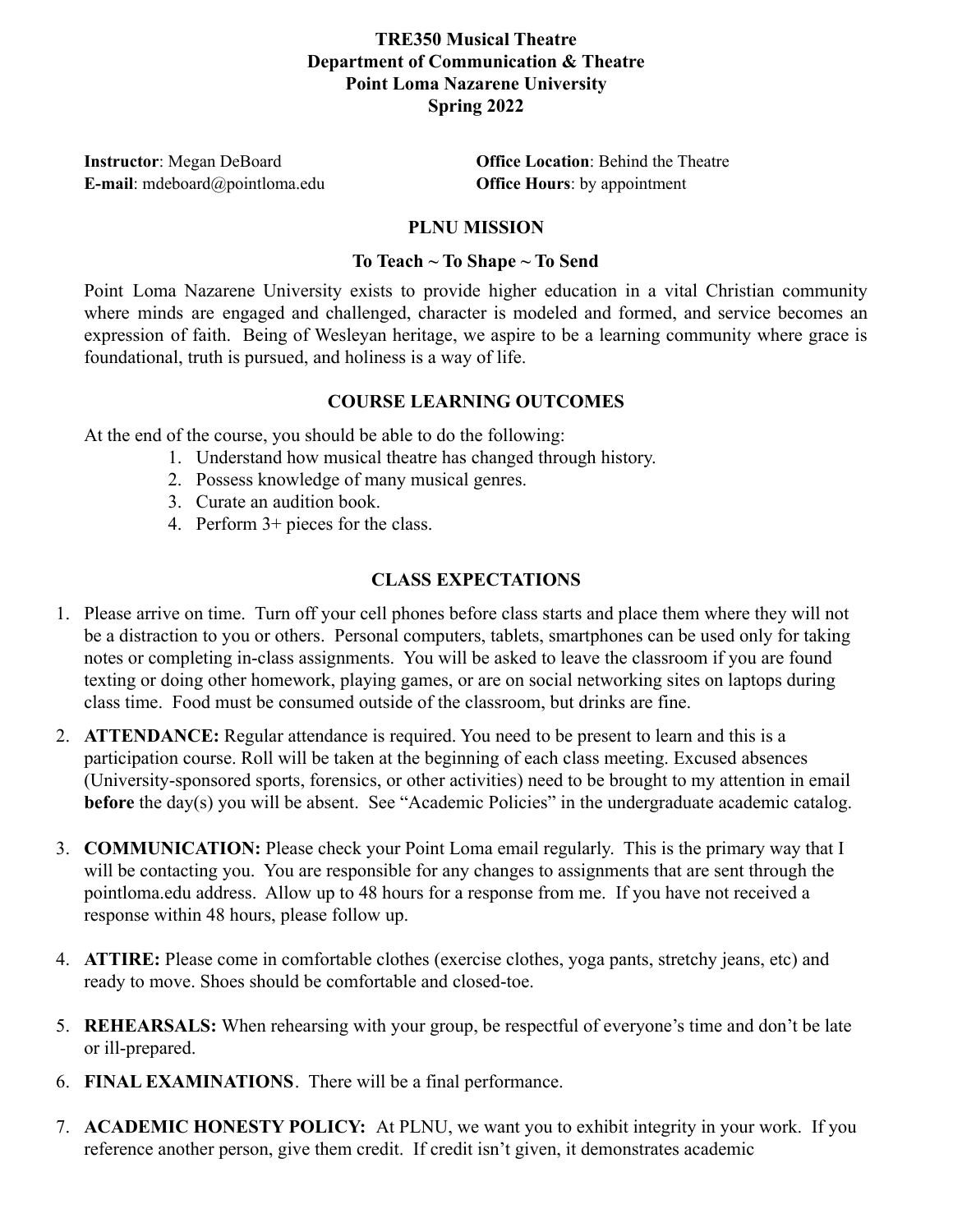**TRE350 Musical Theatre**
**Department of Communication & Theatre**
**Point Loma Nazarene University**
**Spring 2022**

**Instructor**: Megan DeBoard
**E-mail**: mdeboard@pointloma.edu

**Office Location**: Behind the Theatre
**Office Hours**: by appointment

## PLNU MISSION

### To Teach ~ To Shape ~ To Send

Point Loma Nazarene University exists to provide higher education in a vital Christian community where minds are engaged and challenged, character is modeled and formed, and service becomes an expression of faith. Being of Wesleyan heritage, we aspire to be a learning community where grace is foundational, truth is pursued, and holiness is a way of life.

## COURSE LEARNING OUTCOMES

At the end of the course, you should be able to do the following:

1. Understand how musical theatre has changed through history.
2. Possess knowledge of many musical genres.
3. Curate an audition book.
4. Perform 3+ pieces for the class.

## CLASS EXPECTATIONS

1. Please arrive on time. Turn off your cell phones before class starts and place them where they will not be a distraction to you or others. Personal computers, tablets, smartphones can be used only for taking notes or completing in-class assignments. You will be asked to leave the classroom if you are found texting or doing other homework, playing games, or are on social networking sites on laptops during class time. Food must be consumed outside of the classroom, but drinks are fine.
2. **ATTENDANCE:** Regular attendance is required. You need to be present to learn and this is a participation course. Roll will be taken at the beginning of each class meeting. Excused absences (University-sponsored sports, forensics, or other activities) need to be brought to my attention in email **before** the day(s) you will be absent. See "Academic Policies" in the undergraduate academic catalog.
3. **COMMUNICATION:** Please check your Point Loma email regularly. This is the primary way that I will be contacting you. You are responsible for any changes to assignments that are sent through the pointloma.edu address. Allow up to 48 hours for a response from me. If you have not received a response within 48 hours, please follow up.
4. **ATTIRE:** Please come in comfortable clothes (exercise clothes, yoga pants, stretchy jeans, etc) and ready to move. Shoes should be comfortable and closed-toe.
5. **REHEARSALS:** When rehearsing with your group, be respectful of everyone's time and don't be late or ill-prepared.
6. **FINAL EXAMINATIONS**. There will be a final performance.
7. **ACADEMIC HONESTY POLICY:** At PLNU, we want you to exhibit integrity in your work. If you reference another person, give them credit. If credit isn't given, it demonstrates academic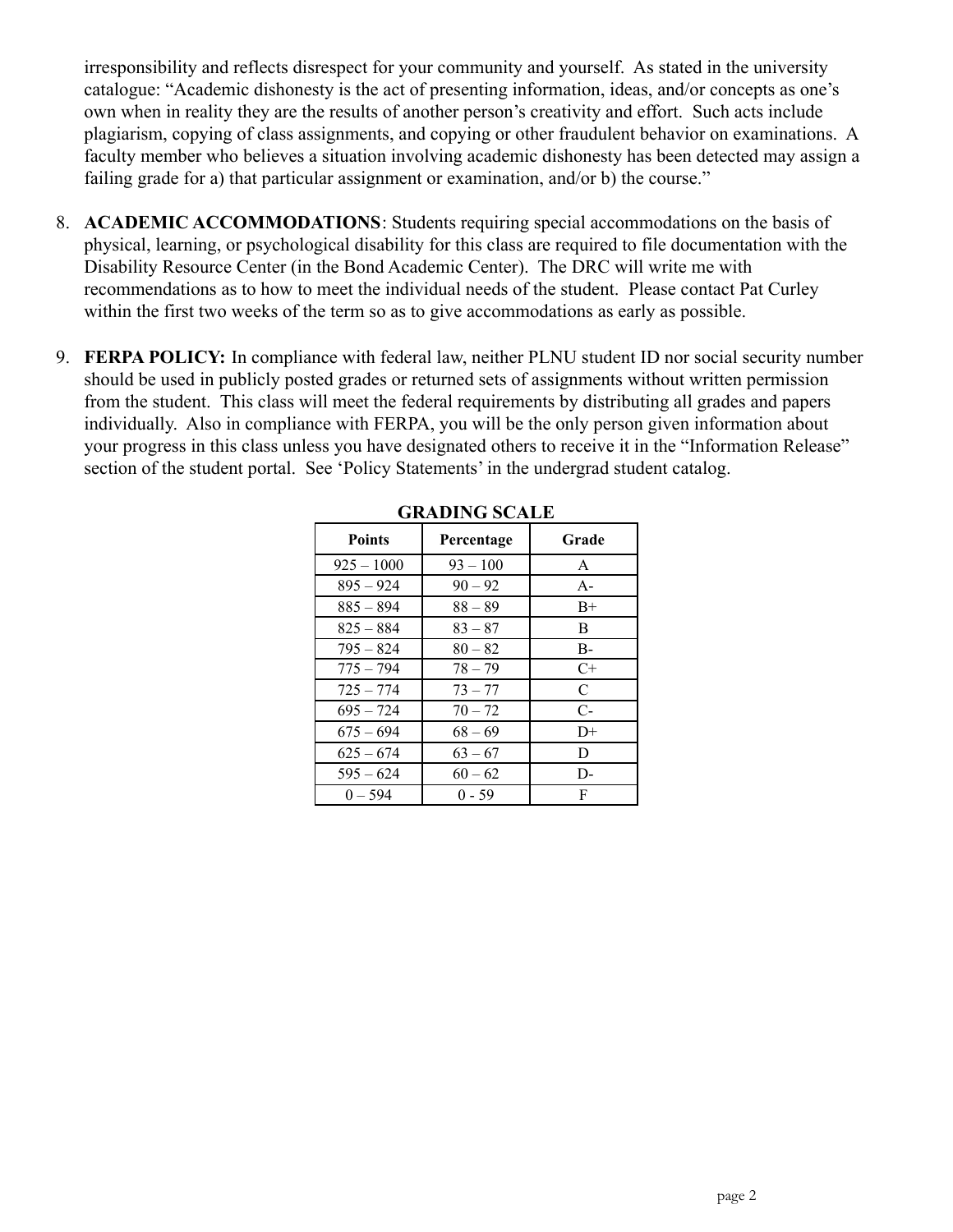irresponsibility and reflects disrespect for your community and yourself. As stated in the university catalogue: "Academic dishonesty is the act of presenting information, ideas, and/or concepts as one's own when in reality they are the results of another person's creativity and effort. Such acts include plagiarism, copying of class assignments, and copying or other fraudulent behavior on examinations. A faculty member who believes a situation involving academic dishonesty has been detected may assign a failing grade for a) that particular assignment or examination, and/or b) the course."

8. **ACADEMIC ACCOMMODATIONS**: Students requiring special accommodations on the basis of physical, learning, or psychological disability for this class are required to file documentation with the Disability Resource Center (in the Bond Academic Center). The DRC will write me with recommendations as to how to meet the individual needs of the student. Please contact Pat Curley within the first two weeks of the term so as to give accommodations as early as possible.

9. **FERPA POLICY:** In compliance with federal law, neither PLNU student ID nor social security number should be used in publicly posted grades or returned sets of assignments without written permission from the student. This class will meet the federal requirements by distributing all grades and papers individually. Also in compliance with FERPA, you will be the only person given information about your progress in this class unless you have designated others to receive it in the "Information Release" section of the student portal. See 'Policy Statements' in the undergrad student catalog.

**GRADING SCALE**

| Points | Percentage | Grade |
|---|---|---|
| 925 – 1000 | 93 – 100 | A |
| 895 – 924 | 90 – 92 | A- |
| 885 – 894 | 88 – 89 | B+ |
| 825 – 884 | 83 – 87 | B |
| 795 – 824 | 80 – 82 | B- |
| 775 – 794 | 78 – 79 | C+ |
| 725 – 774 | 73 – 77 | C |
| 695 – 724 | 70 – 72 | C- |
| 675 – 694 | 68 – 69 | D+ |
| 625 – 674 | 63 – 67 | D |
| 595 – 624 | 60 – 62 | D- |
| 0 – 594 | 0 - 59 | F |